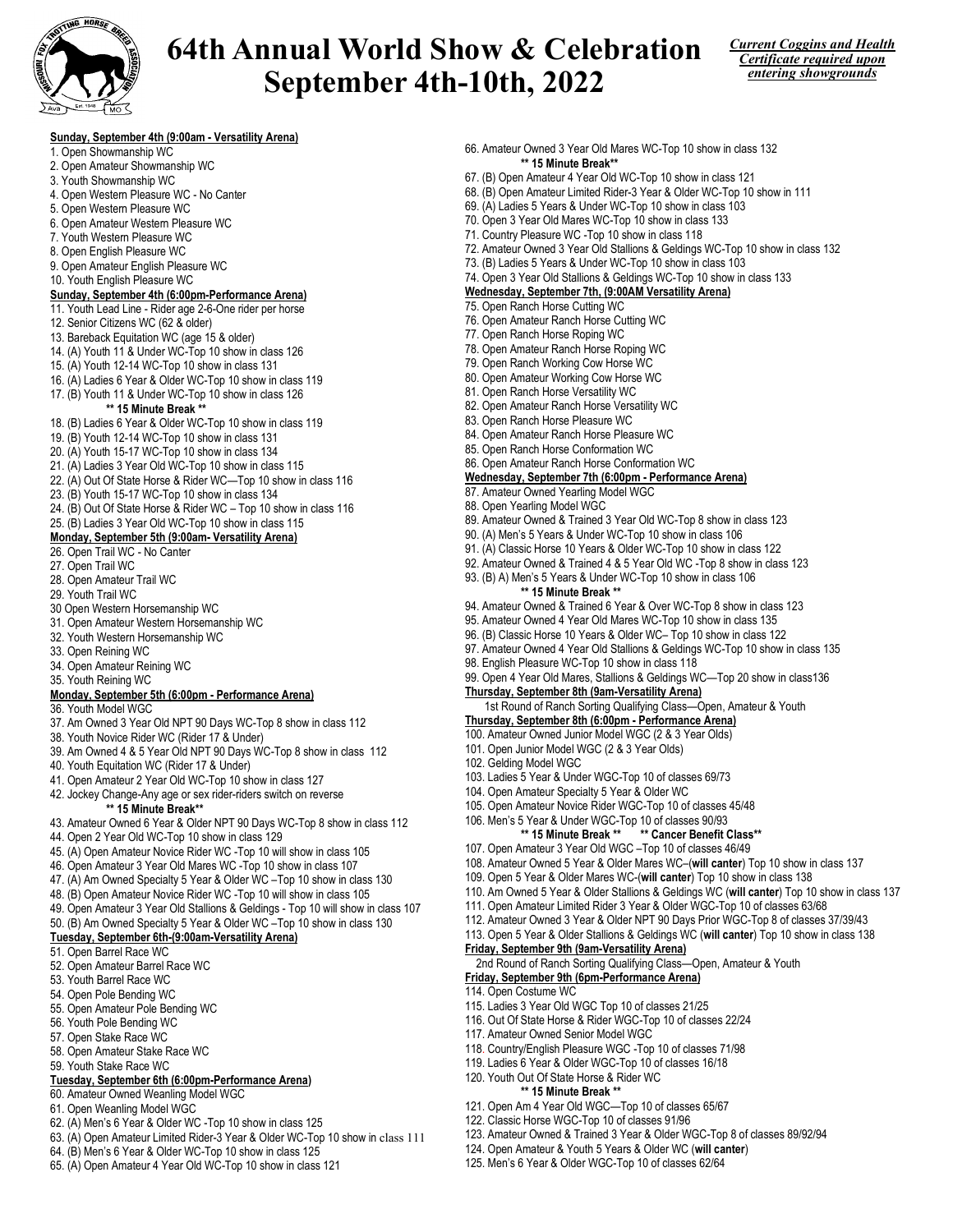# 64th Annual World Show & Celebration
# September 4th-10th, 2022

*Current Coggins and Health Certificate required upon entering showgrounds*

**Sunday, September 4th (9:00am - Versatility Arena)**

1. Open Showmanship WC
2. Open Amateur Showmanship WC
3. Youth Showmanship WC
4. Open Western Pleasure WC - No Canter
5. Open Western Pleasure WC
6. Open Amateur Western Pleasure WC
7. Youth Western Pleasure WC
8. Open English Pleasure WC
9. Open Amateur English Pleasure WC
10. Youth English Pleasure WC

**Sunday, September 4th (6:00pm-Performance Arena)**

11. Youth Lead Line - Rider age 2-6-One rider per horse
12. Senior Citizens WC (62 & older)
13. Bareback Equitation WC (age 15 & older)
14. (A) Youth 11 & Under WC-Top 10 show in class 126
15. (A) Youth 12-14 WC-Top 10 show in class 131
16. (A) Ladies 6 Year & Older WC-Top 10 show in class 119
17. (B) Youth 11 & Under WC-Top 10 show in class 126

**\*\* 15 Minute Break \*\***

18. (B) Ladies 6 Year & Older WC-Top 10 show in class 119
19. (B) Youth 12-14 WC-Top 10 show in class 131
20. (A) Youth 15-17 WC-Top 10 show in class 134
21. (A) Ladies 3 Year Old WC-Top 10 show in class 115
22. (A) Out Of State Horse & Rider WC—Top 10 show in class 116
23. (B) Youth 15-17 WC-Top 10 show in class 134
24. (B) Out Of State Horse & Rider WC – Top 10 show in class 116
25. (B) Ladies 3 Year Old WC-Top 10 show in class 115

**Monday, September 5th (9:00am- Versatility Arena)**

26. Open Trail WC - No Canter
27. Open Trail WC
28. Open Amateur Trail WC
29. Youth Trail WC
30 Open Western Horsemanship WC
31. Open Amateur Western Horsemanship WC
32. Youth Western Horsemanship WC
33. Open Reining WC
34. Open Amateur Reining WC
35. Youth Reining WC

**Monday, September 5th (6:00pm - Performance Arena)**

36. Youth Model WGC
37. Am Owned 3 Year Old NPT 90 Days WC-Top 8 show in class 112
38. Youth Novice Rider WC (Rider 17 & Under)
39. Am Owned 4 & 5 Year Old NPT 90 Days WC-Top 8 show in class 112
40. Youth Equitation WC (Rider 17 & Under)
41. Open Amateur 2 Year Old WC-Top 10 show in class 127
42. Jockey Change-Any age or sex rider-riders switch on reverse

**\*\* 15 Minute Break\*\***

43. Amateur Owned 6 Year & Older NPT 90 Days WC-Top 8 show in class 112
44. Open 2 Year Old WC-Top 10 show in class 129
45. (A) Open Amateur Novice Rider WC -Top 10 will show in class 105
46. Open Amateur 3 Year Old Mares WC -Top 10 show in class 107
47. (A) Am Owned Specialty 5 Year & Older WC –Top 10 show in class 130
48. (B) Open Amateur Novice Rider WC -Top 10 will show in class 105
49. Open Amateur 3 Year Old Stallions & Geldings - Top 10 will show in class 107
50. (B) Am Owned Specialty 5 Year & Older WC –Top 10 show in class 130

**Tuesday, September 6th-(9:00am-Versatility Arena)**

51. Open Barrel Race WC
52. Open Amateur Barrel Race WC
53. Youth Barrel Race WC
54. Open Pole Bending WC
55. Open Amateur Pole Bending WC
56. Youth Pole Bending WC
57. Open Stake Race WC
58. Open Amateur Stake Race WC
59. Youth Stake Race WC

**Tuesday, September 6th (6:00pm-Performance Arena)**

60. Amateur Owned Weanling Model WGC
61. Open Weanling Model WGC
62. (A) Men's 6 Year & Older WC -Top 10 show in class 125
63. (A) Open Amateur Limited Rider-3 Year & Older WC-Top 10 show in class 111
64. (B) Men's 6 Year & Older WC-Top 10 show in class 125
65. (A) Open Amateur 4 Year Old WC-Top 10 show in class 121
66. Amateur Owned 3 Year Old Mares WC-Top 10 show in class 132

**\*\* 15 Minute Break\*\***

67. (B) Open Amateur 4 Year Old WC-Top 10 show in class 121
68. (B) Open Amateur Limited Rider-3 Year & Older WC-Top 10 show in 111
69. (A) Ladies 5 Years & Under WC-Top 10 show in class 103
70. Open 3 Year Old Mares WC-Top 10 show in class 133
71. Country Pleasure WC -Top 10 show in class 118
72. Amateur Owned 3 Year Old Stallions & Geldings WC-Top 10 show in class 132
73. (B) Ladies 5 Years & Under WC-Top 10 show in class 103
74. Open 3 Year Old Stallions & Geldings WC-Top 10 show in class 133

**Wednesday, September 7th, (9:00AM Versatility Arena)**

75. Open Ranch Horse Cutting WC
76. Open Amateur Ranch Horse Cutting WC
77. Open Ranch Horse Roping WC
78. Open Amateur Ranch Horse Roping WC
79. Open Ranch Working Cow Horse WC
80. Open Amateur Working Cow Horse WC
81. Open Ranch Horse Versatility WC
82. Open Amateur Ranch Horse Versatility WC
83. Open Ranch Horse Pleasure WC
84. Open Amateur Ranch Horse Pleasure WC
85. Open Ranch Horse Conformation WC
86. Open Amateur Ranch Horse Conformation WC

**Wednesday, September 7th (6:00pm - Performance Arena)**

87. Amateur Owned Yearling Model WGC
88. Open Yearling Model WGC
89. Amateur Owned & Trained 3 Year Old WC-Top 8 show in class 123
90. (A) Men's 5 Years & Under WC-Top 10 show in class 106
91. (A) Classic Horse 10 Years & Older WC-Top 10 show in class 122
92. Amateur Owned & Trained 4 & 5 Year Old WC -Top 8 show in class 123
93. (B) A) Men's 5 Years & Under WC-Top 10 show in class 106

**\*\* 15 Minute Break \*\***

94. Amateur Owned & Trained 6 Year & Over WC-Top 8 show in class 123
95. Amateur Owned 4 Year Old Mares WC-Top 10 show in class 135
96. (B) Classic Horse 10 Years & Older WC– Top 10 show in class 122
97. Amateur Owned 4 Year Old Stallions & Geldings WC-Top 10 show in class 135
98. English Pleasure WC-Top 10 show in class 118
99. Open 4 Year Old Mares, Stallions & Geldings WC—Top 20 show in class136

**Thursday, September 8th (9am-Versatility Arena)**

1st Round of Ranch Sorting Qualifying Class—Open, Amateur & Youth

**Thursday, September 8th (6:00pm - Performance Arena)**

100. Amateur Owned Junior Model WGC (2 & 3 Year Olds)
101. Open Junior Model WGC (2 & 3 Year Olds)
102. Gelding Model WGC
103. Ladies 5 Year & Under WGC-Top 10 of classes 69/73
104. Open Amateur Specialty 5 Year & Older WC
105. Open Amateur Novice Rider WGC-Top 10 of classes 45/48
106. Men's 5 Year & Under WGC-Top 10 of classes 90/93

**\*\* 15 Minute Break \*\*** **\*\* Cancer Benefit Class\*\***

107. Open Amateur 3 Year Old WGC –Top 10 of classes 46/49
108. Amateur Owned 5 Year & Older Mares WC–(**will canter**) Top 10 show in class 137
109. Open 5 Year & Older Mares WC-(**will canter**) Top 10 show in class 138
110. Am Owned 5 Year & Older Stallions & Geldings WC (**will canter**) Top 10 show in class 137
111. Open Amateur Limited Rider 3 Year & Older WGC-Top 10 of classes 63/68
112. Amateur Owned 3 Year & Older NPT 90 Days Prior WGC-Top 8 of classes 37/39/43
113. Open 5 Year & Older Stallions & Geldings WC (**will canter**) Top 10 show in class 138

**Friday, September 9th (9am-Versatility Arena)**

2nd Round of Ranch Sorting Qualifying Class—Open, Amateur & Youth

**Friday, September 9th (6pm-Performance Arena)**

114. Open Costume WC
115. Ladies 3 Year Old WGC Top 10 of classes 21/25
116. Out Of State Horse & Rider WGC-Top 10 of classes 22/24
117. Amateur Owned Senior Model WGC
118. Country/English Pleasure WGC -Top 10 of classes 71/98
119. Ladies 6 Year & Older WGC-Top 10 of classes 16/18
120. Youth Out Of State Horse & Rider WC

**\*\* 15 Minute Break \*\***

121. Open Am 4 Year Old WGC—Top 10 of classes 65/67
122. Classic Horse WGC-Top 10 of classes 91/96
123. Amateur Owned & Trained 3 Year & Older WGC-Top 8 of classes 89/92/94
124. Open Amateur & Youth 5 Years & Older WC (**will canter**)
125. Men's 6 Year & Older WGC-Top 10 of classes 62/64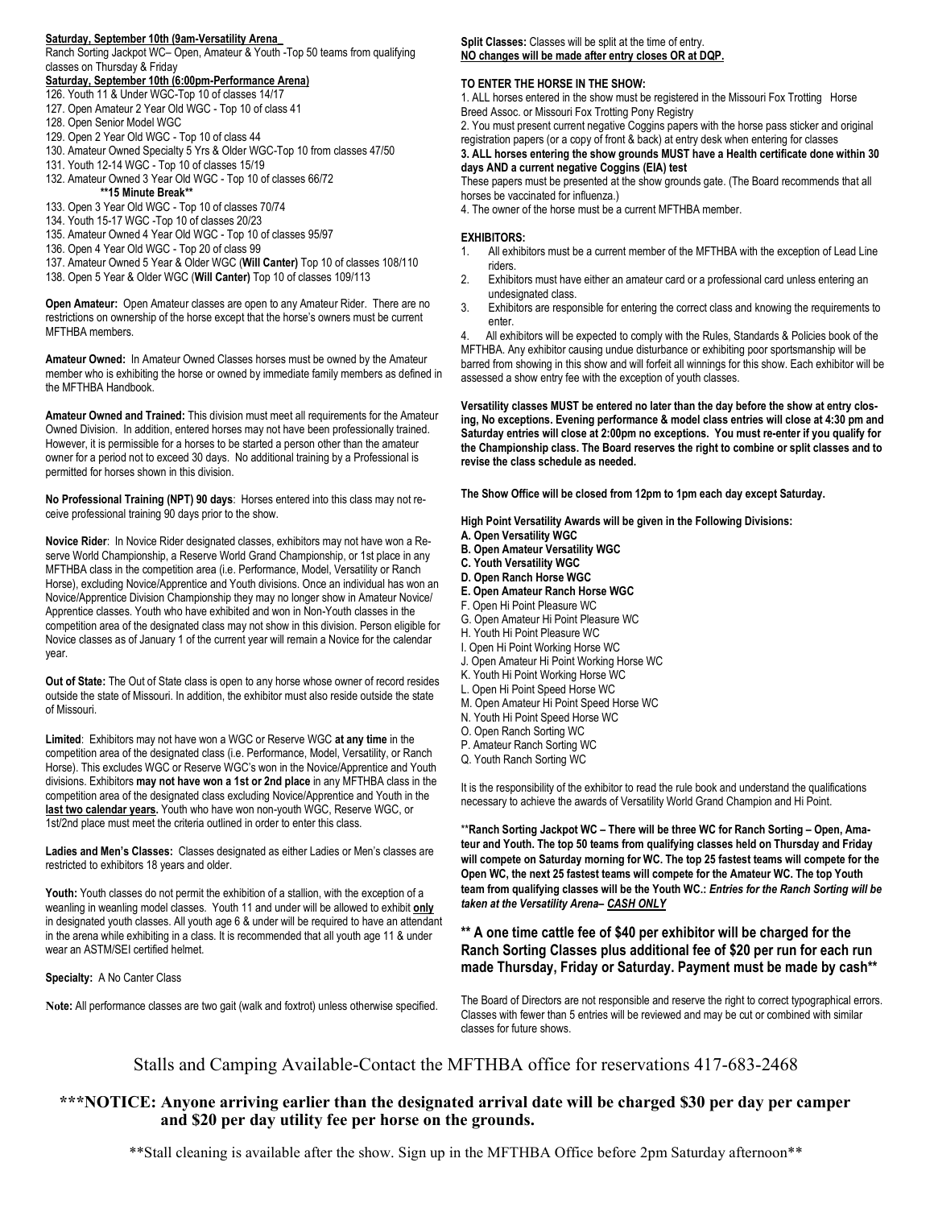**Saturday, September 10th (9am-Versatility Arena_**

Ranch Sorting Jackpot WC– Open, Amateur & Youth -Top 50 teams from qualifying classes on Thursday & Friday

**Saturday, September 10th (6:00pm-Performance Arena)**

126. Youth 11 & Under WGC-Top 10 of classes 14/17
127. Open Amateur 2 Year Old WGC - Top 10 of class 41
128. Open Senior Model WGC
129. Open 2 Year Old WGC - Top 10 of class 44
130. Amateur Owned Specialty 5 Yrs & Older WGC-Top 10 from classes 47/50
131. Youth 12-14 WGC - Top 10 of classes 15/19
132. Amateur Owned 3 Year Old WGC - Top 10 of classes 66/72

**\*\*15 Minute Break\*\***

133. Open 3 Year Old WGC - Top 10 of classes 70/74
134. Youth 15-17 WGC -Top 10 of classes 20/23
135. Amateur Owned 4 Year Old WGC - Top 10 of classes 95/97
136. Open 4 Year Old WGC - Top 20 of class 99
137. Amateur Owned 5 Year & Older WGC (**Will Canter)** Top 10 of classes 108/110
138. Open 5 Year & Older WGC (**Will Canter)** Top 10 of classes 109/113

**Open Amateur:** Open Amateur classes are open to any Amateur Rider. There are no restrictions on ownership of the horse except that the horse's owners must be current MFTHBA members.

**Amateur Owned:** In Amateur Owned Classes horses must be owned by the Amateur member who is exhibiting the horse or owned by immediate family members as defined in the MFTHBA Handbook.

**Amateur Owned and Trained:** This division must meet all requirements for the Amateur Owned Division. In addition, entered horses may not have been professionally trained. However, it is permissible for a horses to be started a person other than the amateur owner for a period not to exceed 30 days. No additional training by a Professional is permitted for horses shown in this division.

**No Professional Training (NPT) 90 days**: Horses entered into this class may not receive professional training 90 days prior to the show.

**Novice Rider**: In Novice Rider designated classes, exhibitors may not have won a Reserve World Championship, a Reserve World Grand Championship, or 1st place in any MFTHBA class in the competition area (i.e. Performance, Model, Versatility or Ranch Horse), excluding Novice/Apprentice and Youth divisions. Once an individual has won an Novice/Apprentice Division Championship they may no longer show in Amateur Novice/ Apprentice classes. Youth who have exhibited and won in Non-Youth classes in the competition area of the designated class may not show in this division. Person eligible for Novice classes as of January 1 of the current year will remain a Novice for the calendar year.

**Out of State:** The Out of State class is open to any horse whose owner of record resides outside the state of Missouri. In addition, the exhibitor must also reside outside the state of Missouri.

**Limited**: Exhibitors may not have won a WGC or Reserve WGC **at any time** in the competition area of the designated class (i.e. Performance, Model, Versatility, or Ranch Horse). This excludes WGC or Reserve WGC's won in the Novice/Apprentice and Youth divisions. Exhibitors **may not have won a 1st or 2nd place** in any MFTHBA class in the competition area of the designated class excluding Novice/Apprentice and Youth in the **last two calendar years.** Youth who have won non-youth WGC, Reserve WGC, or 1st/2nd place must meet the criteria outlined in order to enter this class.

**Ladies and Men's Classes:** Classes designated as either Ladies or Men's classes are restricted to exhibitors 18 years and older.

**Youth:** Youth classes do not permit the exhibition of a stallion, with the exception of a weanling in weanling model classes. Youth 11 and under will be allowed to exhibit **only** in designated youth classes. All youth age 6 & under will be required to have an attendant in the arena while exhibiting in a class. It is recommended that all youth age 11 & under wear an ASTM/SEI certified helmet.

**Specialty:** A No Canter Class

**Note:** All performance classes are two gait (walk and foxtrot) unless otherwise specified.

**Split Classes:** Classes will be split at the time of entry.
**NO changes will be made after entry closes OR at DQP.**

**TO ENTER THE HORSE IN THE SHOW:**

1. ALL horses entered in the show must be registered in the Missouri Fox Trotting Horse Breed Assoc. or Missouri Fox Trotting Pony Registry
2. You must present current negative Coggins papers with the horse pass sticker and original registration papers (or a copy of front & back) at entry desk when entering for classes
3. **ALL horses entering the show grounds MUST have a Health certificate done within 30 days AND a current negative Coggins (EIA) test**
These papers must be presented at the show grounds gate. (The Board recommends that all horses be vaccinated for influenza.)
4. The owner of the horse must be a current MFTHBA member.

**EXHIBITORS:**

1. All exhibitors must be a current member of the MFTHBA with the exception of Lead Line riders.
2. Exhibitors must have either an amateur card or a professional card unless entering an undesignated class.
3. Exhibitors are responsible for entering the correct class and knowing the requirements to enter.
4. All exhibitors will be expected to comply with the Rules, Standards & Policies book of the MFTHBA. Any exhibitor causing undue disturbance or exhibiting poor sportsmanship will be barred from showing in this show and will forfeit all winnings for this show. Each exhibitor will be assessed a show entry fee with the exception of youth classes.

**Versatility classes MUST be entered no later than the day before the show at entry closing, No exceptions. Evening performance & model class entries will close at 4:30 pm and Saturday entries will close at 2:00pm no exceptions. You must re-enter if you qualify for the Championship class. The Board reserves the right to combine or split classes and to revise the class schedule as needed.**

**The Show Office will be closed from 12pm to 1pm each day except Saturday.**

**High Point Versatility Awards will be given in the Following Divisions:**

**A. Open Versatility WGC**
**B. Open Amateur Versatility WGC**
**C. Youth Versatility WGC**
**D. Open Ranch Horse WGC**
**E. Open Amateur Ranch Horse WGC**
F. Open Hi Point Pleasure WC
G. Open Amateur Hi Point Pleasure WC
H. Youth Hi Point Pleasure WC
I. Open Hi Point Working Horse WC
J. Open Amateur Hi Point Working Horse WC
K. Youth Hi Point Working Horse WC
L. Open Hi Point Speed Horse WC
M. Open Amateur Hi Point Speed Horse WC
N. Youth Hi Point Speed Horse WC
O. Open Ranch Sorting WC
P. Amateur Ranch Sorting WC
Q. Youth Ranch Sorting WC

It is the responsibility of the exhibitor to read the rule book and understand the qualifications necessary to achieve the awards of Versatility World Grand Champion and Hi Point.

**\*\*Ranch Sorting Jackpot WC – There will be three WC for Ranch Sorting – Open, Amateur and Youth. The top 50 teams from qualifying classes held on Thursday and Friday will compete on Saturday morning for WC. The top 25 fastest teams will compete for the Open WC, the next 25 fastest teams will compete for the Amateur WC. The top Youth team from qualifying classes will be the Youth WC.:** ***Entries for the Ranch Sorting will be taken at the Versatility Arena– CASH ONLY***

**\*\* A one time cattle fee of $40 per exhibitor will be charged for the Ranch Sorting Classes plus additional fee of $20 per run for each run made Thursday, Friday or Saturday. Payment must be made by cash\*\***

The Board of Directors are not responsible and reserve the right to correct typographical errors. Classes with fewer than 5 entries will be reviewed and may be cut or combined with similar classes for future shows.

Stalls and Camping Available-Contact the MFTHBA office for reservations 417-683-2468

**\*\*\*NOTICE: Anyone arriving earlier than the designated arrival date will be charged $30 per day per camper and $20 per day utility fee per horse on the grounds.**

\*\*Stall cleaning is available after the show. Sign up in the MFTHBA Office before 2pm Saturday afternoon\*\*